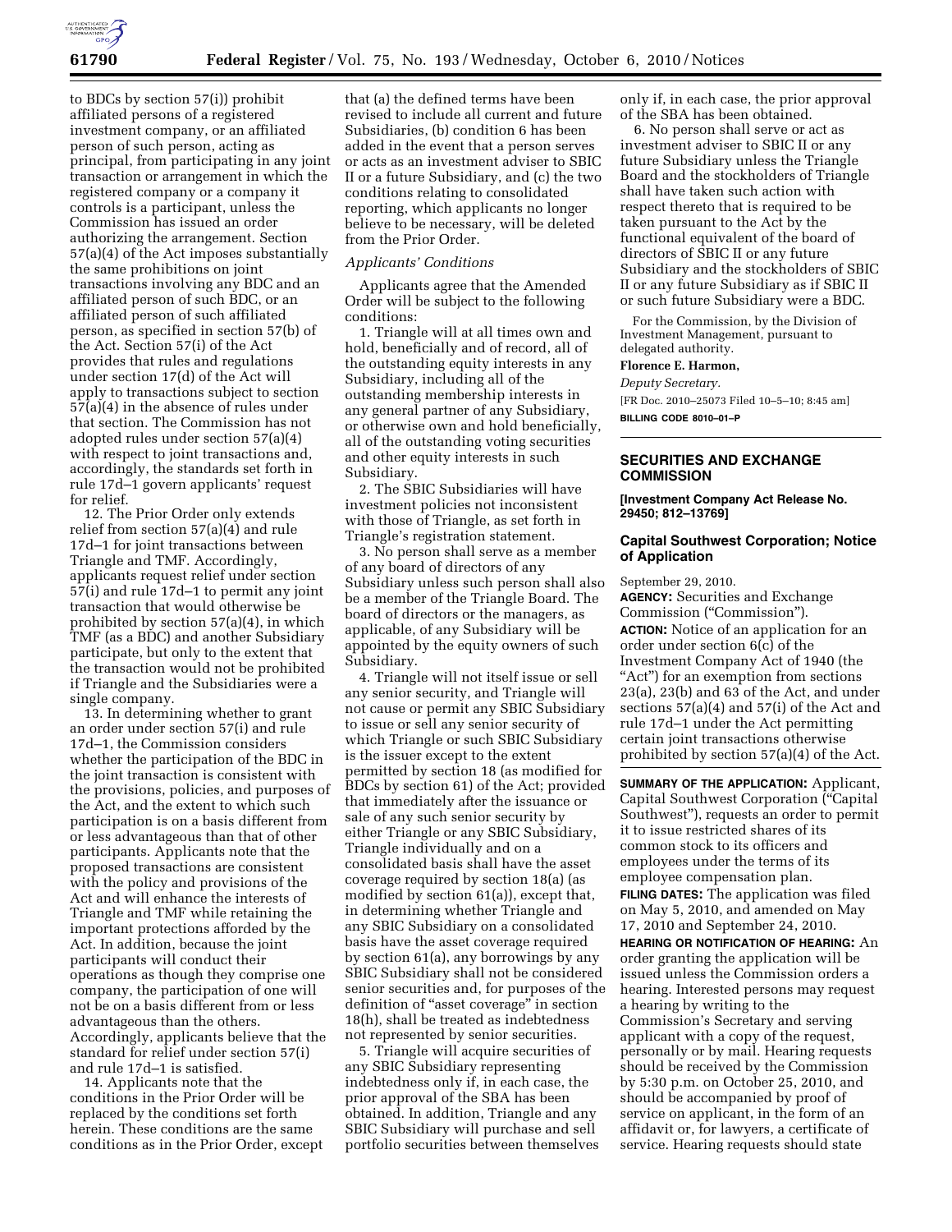to BDCs by section 57(i)) prohibit affiliated persons of a registered investment company, or an affiliated person of such person, acting as principal, from participating in any joint transaction or arrangement in which the registered company or a company it controls is a participant, unless the Commission has issued an order authorizing the arrangement. Section 57(a)(4) of the Act imposes substantially the same prohibitions on joint transactions involving any BDC and an affiliated person of such BDC, or an affiliated person of such affiliated person, as specified in section 57(b) of the Act. Section 57(i) of the Act provides that rules and regulations under section 17(d) of the Act will apply to transactions subject to section 57(a)(4) in the absence of rules under that section. The Commission has not adopted rules under section 57(a)(4) with respect to joint transactions and, accordingly, the standards set forth in rule 17d–1 govern applicants' request for relief.

12. The Prior Order only extends relief from section 57(a)(4) and rule 17d–1 for joint transactions between Triangle and TMF. Accordingly, applicants request relief under section 57(i) and rule 17d–1 to permit any joint transaction that would otherwise be prohibited by section 57(a)(4), in which TMF (as a BDC) and another Subsidiary participate, but only to the extent that the transaction would not be prohibited if Triangle and the Subsidiaries were a single company.

13. In determining whether to grant an order under section 57(i) and rule 17d–1, the Commission considers whether the participation of the BDC in the joint transaction is consistent with the provisions, policies, and purposes of the Act, and the extent to which such participation is on a basis different from or less advantageous than that of other participants. Applicants note that the proposed transactions are consistent with the policy and provisions of the Act and will enhance the interests of Triangle and TMF while retaining the important protections afforded by the Act. In addition, because the joint participants will conduct their operations as though they comprise one company, the participation of one will not be on a basis different from or less advantageous than the others. Accordingly, applicants believe that the standard for relief under section 57(i) and rule 17d–1 is satisfied.

14. Applicants note that the conditions in the Prior Order will be replaced by the conditions set forth herein. These conditions are the same conditions as in the Prior Order, except that (a) the defined terms have been revised to include all current and future Subsidiaries, (b) condition 6 has been added in the event that a person serves or acts as an investment adviser to SBIC II or a future Subsidiary, and (c) the two conditions relating to consolidated reporting, which applicants no longer believe to be necessary, will be deleted from the Prior Order.

*Applicants' Conditions*

Applicants agree that the Amended Order will be subject to the following conditions:

1. Triangle will at all times own and hold, beneficially and of record, all of the outstanding equity interests in any Subsidiary, including all of the outstanding membership interests in any general partner of any Subsidiary, or otherwise own and hold beneficially, all of the outstanding voting securities and other equity interests in such Subsidiary.

2. The SBIC Subsidiaries will have investment policies not inconsistent with those of Triangle, as set forth in Triangle's registration statement.

3. No person shall serve as a member of any board of directors of any Subsidiary unless such person shall also be a member of the Triangle Board. The board of directors or the managers, as applicable, of any Subsidiary will be appointed by the equity owners of such Subsidiary.

4. Triangle will not itself issue or sell any senior security, and Triangle will not cause or permit any SBIC Subsidiary to issue or sell any senior security of which Triangle or such SBIC Subsidiary is the issuer except to the extent permitted by section 18 (as modified for BDCs by section 61) of the Act; provided that immediately after the issuance or sale of any such senior security by either Triangle or any SBIC Subsidiary, Triangle individually and on a consolidated basis shall have the asset coverage required by section 18(a) (as modified by section 61(a)), except that, in determining whether Triangle and any SBIC Subsidiary on a consolidated basis have the asset coverage required by section 61(a), any borrowings by any SBIC Subsidiary shall not be considered senior securities and, for purposes of the definition of "asset coverage" in section 18(h), shall be treated as indebtedness not represented by senior securities.

5. Triangle will acquire securities of any SBIC Subsidiary representing indebtedness only if, in each case, the prior approval of the SBA has been obtained. In addition, Triangle and any SBIC Subsidiary will purchase and sell portfolio securities between themselves only if, in each case, the prior approval of the SBA has been obtained.

6. No person shall serve or act as investment adviser to SBIC II or any future Subsidiary unless the Triangle Board and the stockholders of Triangle shall have taken such action with respect thereto that is required to be taken pursuant to the Act by the functional equivalent of the board of directors of SBIC II or any future Subsidiary and the stockholders of SBIC II or any future Subsidiary as if SBIC II or such future Subsidiary were a BDC.

For the Commission, by the Division of Investment Management, pursuant to delegated authority.

**Florence E. Harmon,**

*Deputy Secretary.*

[FR Doc. 2010–25073 Filed 10–5–10; 8:45 am]

**BILLING CODE 8010–01–P**

---

## SECURITIES AND EXCHANGE COMMISSION

**[Investment Company Act Release No. 29450; 812–13769]**

## Capital Southwest Corporation; Notice of Application

September 29, 2010.

**AGENCY:** Securities and Exchange Commission ("Commission").

**ACTION:** Notice of an application for an order under section 6(c) of the Investment Company Act of 1940 (the "Act") for an exemption from sections 23(a), 23(b) and 63 of the Act, and under sections 57(a)(4) and 57(i) of the Act and rule 17d–1 under the Act permitting certain joint transactions otherwise prohibited by section 57(a)(4) of the Act.

**SUMMARY OF THE APPLICATION:** Applicant, Capital Southwest Corporation ("Capital Southwest"), requests an order to permit it to issue restricted shares of its common stock to its officers and employees under the terms of its employee compensation plan.

**FILING DATES:** The application was filed on May 5, 2010, and amended on May 17, 2010 and September 24, 2010.

**HEARING OR NOTIFICATION OF HEARING:** An order granting the application will be issued unless the Commission orders a hearing. Interested persons may request a hearing by writing to the Commission's Secretary and serving applicant with a copy of the request, personally or by mail. Hearing requests should be received by the Commission by 5:30 p.m. on October 25, 2010, and should be accompanied by proof of service on applicant, in the form of an affidavit or, for lawyers, a certificate of service. Hearing requests should state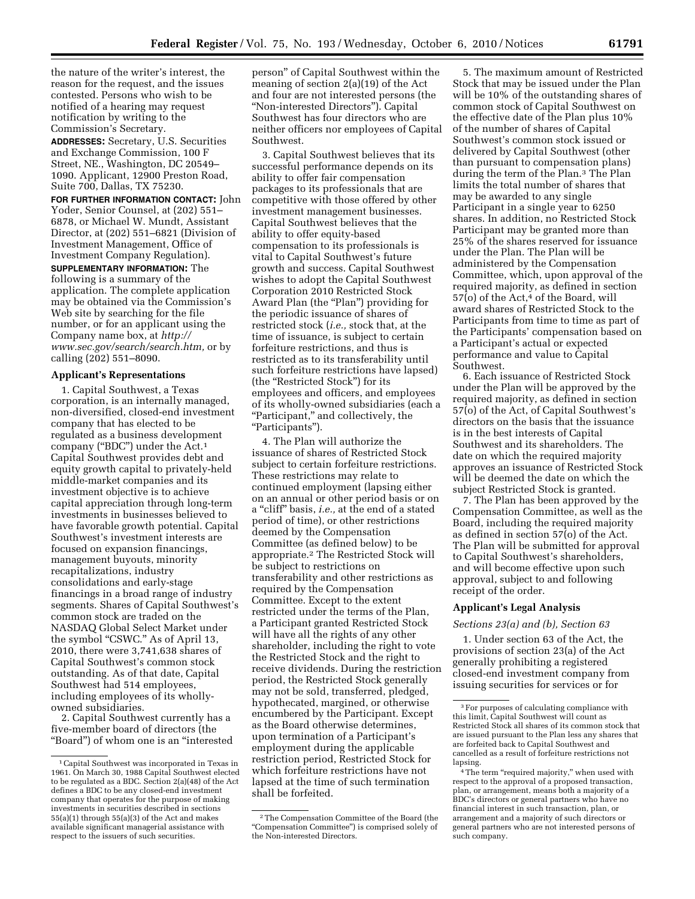the nature of the writer's interest, the reason for the request, and the issues contested. Persons who wish to be notified of a hearing may request notification by writing to the Commission's Secretary.

**ADDRESSES:** Secretary, U.S. Securities and Exchange Commission, 100 F Street, NE., Washington, DC 20549–1090. Applicant, 12900 Preston Road, Suite 700, Dallas, TX 75230.

**FOR FURTHER INFORMATION CONTACT:** John Yoder, Senior Counsel, at (202) 551–6878, or Michael W. Mundt, Assistant Director, at (202) 551–6821 (Division of Investment Management, Office of Investment Company Regulation).

**SUPPLEMENTARY INFORMATION:** The following is a summary of the application. The complete application may be obtained via the Commission's Web site by searching for the file number, or for an applicant using the Company name box, at *http://www.sec.gov/search/search.htm,* or by calling (202) 551–8090.

## Applicant's Representations

1. Capital Southwest, a Texas corporation, is an internally managed, non-diversified, closed-end investment company that has elected to be regulated as a business development company ("BDC") under the Act.[1] Capital Southwest provides debt and equity growth capital to privately-held middle-market companies and its investment objective is to achieve capital appreciation through long-term investments in businesses believed to have favorable growth potential. Capital Southwest's investment interests are focused on expansion financings, management buyouts, minority recapitalizations, industry consolidations and early-stage financings in a broad range of industry segments. Shares of Capital Southwest's common stock are traded on the NASDAQ Global Select Market under the symbol "CSWC." As of April 13, 2010, there were 3,741,638 shares of Capital Southwest's common stock outstanding. As of that date, Capital Southwest had 514 employees, including employees of its wholly-owned subsidiaries.

2. Capital Southwest currently has a five-member board of directors (the "Board") of whom one is an "interested person" of Capital Southwest within the meaning of section 2(a)(19) of the Act and four are not interested persons (the "Non-interested Directors"). Capital Southwest has four directors who are neither officers nor employees of Capital Southwest.

3. Capital Southwest believes that its successful performance depends on its ability to offer fair compensation packages to its professionals that are competitive with those offered by other investment management businesses. Capital Southwest believes that the ability to offer equity-based compensation to its professionals is vital to Capital Southwest's future growth and success. Capital Southwest wishes to adopt the Capital Southwest Corporation 2010 Restricted Stock Award Plan (the "Plan") providing for the periodic issuance of shares of restricted stock (*i.e.,* stock that, at the time of issuance, is subject to certain forfeiture restrictions, and thus is restricted as to its transferability until such forfeiture restrictions have lapsed) (the "Restricted Stock") for its employees and officers, and employees of its wholly-owned subsidiaries (each a "Participant," and collectively, the "Participants").

4. The Plan will authorize the issuance of shares of Restricted Stock subject to certain forfeiture restrictions. These restrictions may relate to continued employment (lapsing either on an annual or other period basis or on a "cliff" basis, *i.e.,* at the end of a stated period of time), or other restrictions deemed by the Compensation Committee (as defined below) to be appropriate.[2] The Restricted Stock will be subject to restrictions on transferability and other restrictions as required by the Compensation Committee. Except to the extent restricted under the terms of the Plan, a Participant granted Restricted Stock will have all the rights of any other shareholder, including the right to vote the Restricted Stock and the right to receive dividends. During the restriction period, the Restricted Stock generally may not be sold, transferred, pledged, hypothecated, margined, or otherwise encumbered by the Participant. Except as the Board otherwise determines, upon termination of a Participant's employment during the applicable restriction period, Restricted Stock for which forfeiture restrictions have not lapsed at the time of such termination shall be forfeited.

5. The maximum amount of Restricted Stock that may be issued under the Plan will be 10% of the outstanding shares of common stock of Capital Southwest on the effective date of the Plan plus 10% of the number of shares of Capital Southwest's common stock issued or delivered by Capital Southwest (other than pursuant to compensation plans) during the term of the Plan.[3] The Plan limits the total number of shares that may be awarded to any single Participant in a single year to 6250 shares. In addition, no Restricted Stock Participant may be granted more than 25% of the shares reserved for issuance under the Plan. The Plan will be administered by the Compensation Committee, which, upon approval of the required majority, as defined in section 57(o) of the Act,[4] of the Board, will award shares of Restricted Stock to the Participants from time to time as part of the Participants' compensation based on a Participant's actual or expected performance and value to Capital Southwest.

6. Each issuance of Restricted Stock under the Plan will be approved by the required majority, as defined in section 57(o) of the Act, of Capital Southwest's directors on the basis that the issuance is in the best interests of Capital Southwest and its shareholders. The date on which the required majority approves an issuance of Restricted Stock will be deemed the date on which the subject Restricted Stock is granted.

7. The Plan has been approved by the Compensation Committee, as well as the Board, including the required majority as defined in section 57(o) of the Act. The Plan will be submitted for approval to Capital Southwest's shareholders, and will become effective upon such approval, subject to and following receipt of the order.

## Applicant's Legal Analysis

### *Sections 23(a) and (b), Section 63*

1. Under section 63 of the Act, the provisions of section 23(a) of the Act generally prohibiting a registered closed-end investment company from issuing securities for services or for

---

[1] Capital Southwest was incorporated in Texas in 1961. On March 30, 1988 Capital Southwest elected to be regulated as a BDC. Section 2(a)(48) of the Act defines a BDC to be any closed-end investment company that operates for the purpose of making investments in securities described in sections 55(a)(1) through 55(a)(3) of the Act and makes available significant managerial assistance with respect to the issuers of such securities.

[2] The Compensation Committee of the Board (the "Compensation Committee") is comprised solely of the Non-interested Directors.

[3] For purposes of calculating compliance with this limit, Capital Southwest will count as Restricted Stock all shares of its common stock that are issued pursuant to the Plan less any shares that are forfeited back to Capital Southwest and cancelled as a result of forfeiture restrictions not lapsing.

[4] The term "required majority," when used with respect to the approval of a proposed transaction, plan, or arrangement, means both a majority of a BDC's directors or general partners who have no financial interest in such transaction, plan, or arrangement and a majority of such directors or general partners who are not interested persons of such company.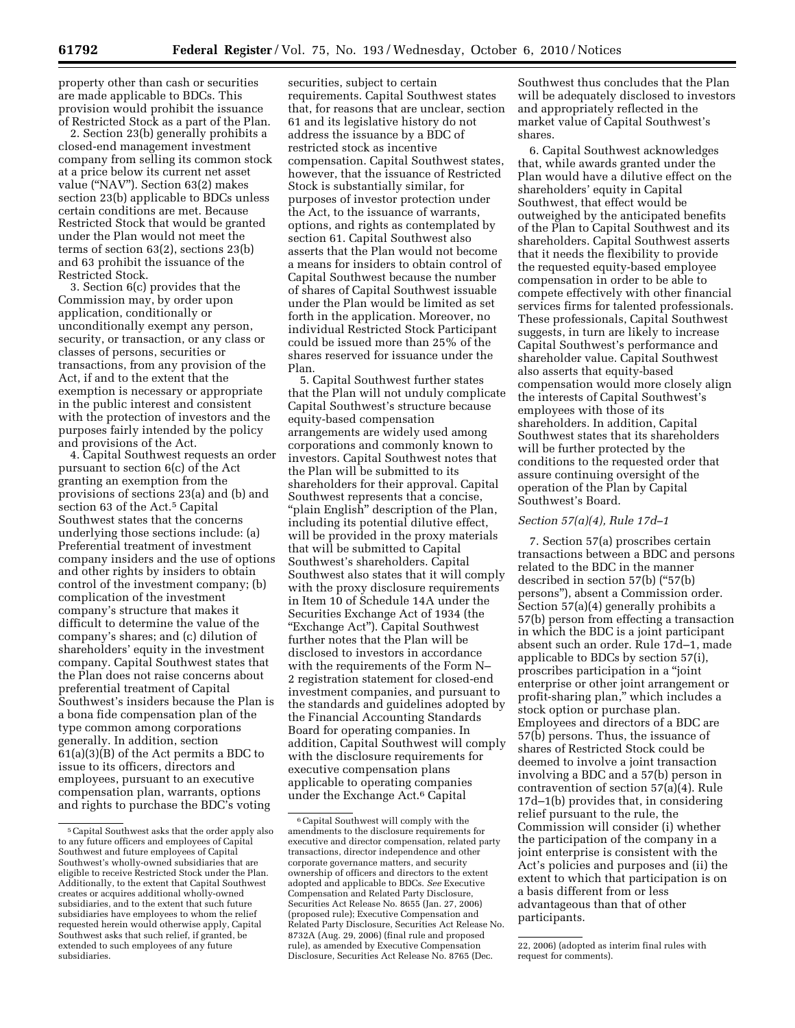property other than cash or securities are made applicable to BDCs. This provision would prohibit the issuance of Restricted Stock as a part of the Plan.

2. Section 23(b) generally prohibits a closed-end management investment company from selling its common stock at a price below its current net asset value ("NAV"). Section 63(2) makes section 23(b) applicable to BDCs unless certain conditions are met. Because Restricted Stock that would be granted under the Plan would not meet the terms of section 63(2), sections 23(b) and 63 prohibit the issuance of the Restricted Stock.

3. Section 6(c) provides that the Commission may, by order upon application, conditionally or unconditionally exempt any person, security, or transaction, or any class or classes of persons, securities or transactions, from any provision of the Act, if and to the extent that the exemption is necessary or appropriate in the public interest and consistent with the protection of investors and the purposes fairly intended by the policy and provisions of the Act.

4. Capital Southwest requests an order pursuant to section 6(c) of the Act granting an exemption from the provisions of sections 23(a) and (b) and section 63 of the Act.[5] Capital Southwest states that the concerns underlying those sections include: (a) Preferential treatment of investment company insiders and the use of options and other rights by insiders to obtain control of the investment company; (b) complication of the investment company's structure that makes it difficult to determine the value of the company's shares; and (c) dilution of shareholders' equity in the investment company. Capital Southwest states that the Plan does not raise concerns about preferential treatment of Capital Southwest's insiders because the Plan is a bona fide compensation plan of the type common among corporations generally. In addition, section 61(a)(3)(B) of the Act permits a BDC to issue to its officers, directors and employees, pursuant to an executive compensation plan, warrants, options and rights to purchase the BDC's voting securities, subject to certain requirements. Capital Southwest states that, for reasons that are unclear, section 61 and its legislative history do not address the issuance by a BDC of restricted stock as incentive compensation. Capital Southwest states, however, that the issuance of Restricted Stock is substantially similar, for purposes of investor protection under the Act, to the issuance of warrants, options, and rights as contemplated by section 61. Capital Southwest also asserts that the Plan would not become a means for insiders to obtain control of Capital Southwest because the number of shares of Capital Southwest issuable under the Plan would be limited as set forth in the application. Moreover, no individual Restricted Stock Participant could be issued more than 25% of the shares reserved for issuance under the Plan.

5. Capital Southwest further states that the Plan will not unduly complicate Capital Southwest's structure because equity-based compensation arrangements are widely used among corporations and commonly known to investors. Capital Southwest notes that the Plan will be submitted to its shareholders for their approval. Capital Southwest represents that a concise, "plain English" description of the Plan, including its potential dilutive effect, will be provided in the proxy materials that will be submitted to Capital Southwest's shareholders. Capital Southwest also states that it will comply with the proxy disclosure requirements in Item 10 of Schedule 14A under the Securities Exchange Act of 1934 (the "Exchange Act"). Capital Southwest further notes that the Plan will be disclosed to investors in accordance with the requirements of the Form N–2 registration statement for closed-end investment companies, and pursuant to the standards and guidelines adopted by the Financial Accounting Standards Board for operating companies. In addition, Capital Southwest will comply with the disclosure requirements for executive compensation plans applicable to operating companies under the Exchange Act.[6] Capital Southwest thus concludes that the Plan will be adequately disclosed to investors and appropriately reflected in the market value of Capital Southwest's shares.

6. Capital Southwest acknowledges that, while awards granted under the Plan would have a dilutive effect on the shareholders' equity in Capital Southwest, that effect would be outweighed by the anticipated benefits of the Plan to Capital Southwest and its shareholders. Capital Southwest asserts that it needs the flexibility to provide the requested equity-based employee compensation in order to be able to compete effectively with other financial services firms for talented professionals. These professionals, Capital Southwest suggests, in turn are likely to increase Capital Southwest's performance and shareholder value. Capital Southwest also asserts that equity-based compensation would more closely align the interests of Capital Southwest's employees with those of its shareholders. In addition, Capital Southwest states that its shareholders will be further protected by the conditions to the requested order that assure continuing oversight of the operation of the Plan by Capital Southwest's Board.

*Section 57(a)(4), Rule 17d–1*

7. Section 57(a) proscribes certain transactions between a BDC and persons related to the BDC in the manner described in section 57(b) ("57(b) persons"), absent a Commission order. Section 57(a)(4) generally prohibits a 57(b) person from effecting a transaction in which the BDC is a joint participant absent such an order. Rule 17d–1, made applicable to BDCs by section 57(i), proscribes participation in a "joint enterprise or other joint arrangement or profit-sharing plan," which includes a stock option or purchase plan. Employees and directors of a BDC are 57(b) persons. Thus, the issuance of shares of Restricted Stock could be deemed to involve a joint transaction involving a BDC and a 57(b) person in contravention of section 57(a)(4). Rule 17d–1(b) provides that, in considering relief pursuant to the rule, the Commission will consider (i) whether the participation of the company in a joint enterprise is consistent with the Act's policies and purposes and (ii) the extent to which that participation is on a basis different from or less advantageous than that of other participants.

---

[5] Capital Southwest asks that the order apply also to any future officers and employees of Capital Southwest and future employees of Capital Southwest's wholly-owned subsidiaries that are eligible to receive Restricted Stock under the Plan. Additionally, to the extent that Capital Southwest creates or acquires additional wholly-owned subsidiaries, and to the extent that such future subsidiaries have employees to whom the relief requested herein would otherwise apply, Capital Southwest asks that such relief, if granted, be extended to such employees of any future subsidiaries.

[6] Capital Southwest will comply with the amendments to the disclosure requirements for executive and director compensation, related party transactions, director independence and other corporate governance matters, and security ownership of officers and directors to the extent adopted and applicable to BDCs. *See* Executive Compensation and Related Party Disclosure, Securities Act Release No. 8655 (Jan. 27, 2006) (proposed rule); Executive Compensation and Related Party Disclosure, Securities Act Release No. 8732A (Aug. 29, 2006) (final rule and proposed rule), as amended by Executive Compensation Disclosure, Securities Act Release No. 8765 (Dec. 22, 2006) (adopted as interim final rules with request for comments).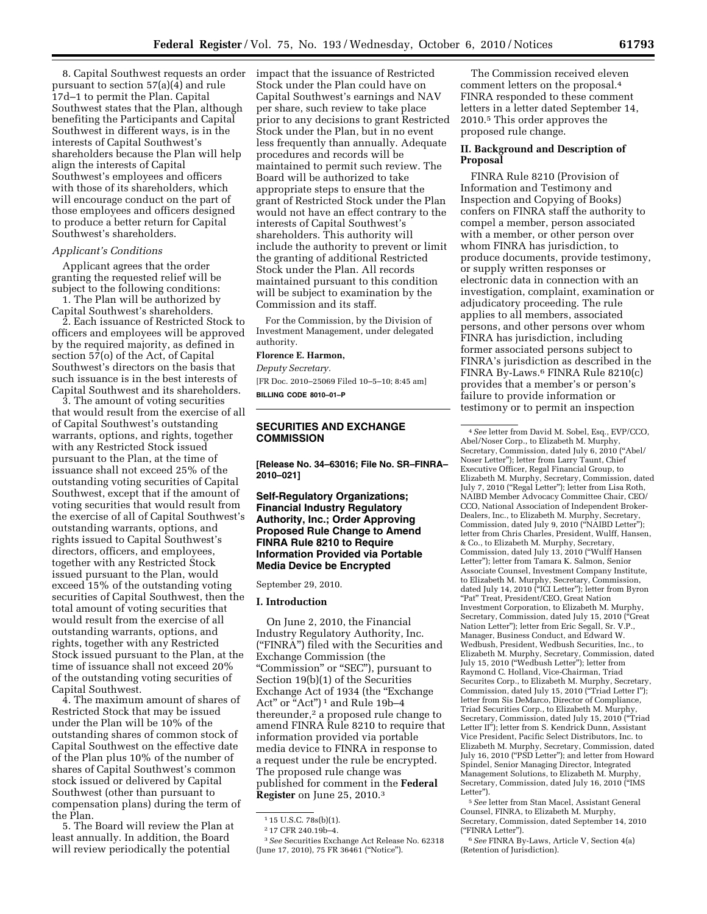8. Capital Southwest requests an order pursuant to section 57(a)(4) and rule 17d–1 to permit the Plan. Capital Southwest states that the Plan, although benefiting the Participants and Capital Southwest in different ways, is in the interests of Capital Southwest's shareholders because the Plan will help align the interests of Capital Southwest's employees and officers with those of its shareholders, which will encourage conduct on the part of those employees and officers designed to produce a better return for Capital Southwest's shareholders.

*Applicant's Conditions*

Applicant agrees that the order granting the requested relief will be subject to the following conditions:

1. The Plan will be authorized by Capital Southwest's shareholders.

2. Each issuance of Restricted Stock to officers and employees will be approved by the required majority, as defined in section 57(o) of the Act, of Capital Southwest's directors on the basis that such issuance is in the best interests of Capital Southwest and its shareholders.

3. The amount of voting securities that would result from the exercise of all of Capital Southwest's outstanding warrants, options, and rights, together with any Restricted Stock issued pursuant to the Plan, at the time of issuance shall not exceed 25% of the outstanding voting securities of Capital Southwest, except that if the amount of voting securities that would result from the exercise of all of Capital Southwest's outstanding warrants, options, and rights issued to Capital Southwest's directors, officers, and employees, together with any Restricted Stock issued pursuant to the Plan, would exceed 15% of the outstanding voting securities of Capital Southwest, then the total amount of voting securities that would result from the exercise of all outstanding warrants, options, and rights, together with any Restricted Stock issued pursuant to the Plan, at the time of issuance shall not exceed 20% of the outstanding voting securities of Capital Southwest.

4. The maximum amount of shares of Restricted Stock that may be issued under the Plan will be 10% of the outstanding shares of common stock of Capital Southwest on the effective date of the Plan plus 10% of the number of shares of Capital Southwest's common stock issued or delivered by Capital Southwest (other than pursuant to compensation plans) during the term of the Plan.

5. The Board will review the Plan at least annually. In addition, the Board will review periodically the potential impact that the issuance of Restricted Stock under the Plan could have on Capital Southwest's earnings and NAV per share, such review to take place prior to any decisions to grant Restricted Stock under the Plan, but in no event less frequently than annually. Adequate procedures and records will be maintained to permit such review. The Board will be authorized to take appropriate steps to ensure that the grant of Restricted Stock under the Plan would not have an effect contrary to the interests of Capital Southwest's shareholders. This authority will include the authority to prevent or limit the granting of additional Restricted Stock under the Plan. All records maintained pursuant to this condition will be subject to examination by the Commission and its staff.

For the Commission, by the Division of Investment Management, under delegated authority.

**Florence E. Harmon,**

*Deputy Secretary.*

[FR Doc. 2010–25069 Filed 10–5–10; 8:45 am]

**BILLING CODE 8010–01–P**

---

## SECURITIES AND EXCHANGE COMMISSION

**[Release No. 34–63016; File No. SR–FINRA–2010–021]**

## Self-Regulatory Organizations; Financial Industry Regulatory Authority, Inc.; Order Approving Proposed Rule Change to Amend FINRA Rule 8210 to Require Information Provided via Portable Media Device be Encrypted

September 29, 2010.

### I. Introduction

On June 2, 2010, the Financial Industry Regulatory Authority, Inc. ("FINRA") filed with the Securities and Exchange Commission (the "Commission" or "SEC"), pursuant to Section 19(b)(1) of the Securities Exchange Act of 1934 (the "Exchange Act" or "Act") [1] and Rule 19b–4 thereunder,[2] a proposed rule change to amend FINRA Rule 8210 to require that information provided via portable media device to FINRA in response to a request under the rule be encrypted. The proposed rule change was published for comment in the **Federal Register** on June 25, 2010.[3]

The Commission received eleven comment letters on the proposal.[4] FINRA responded to these comment letters in a letter dated September 14, 2010.[5] This order approves the proposed rule change.

### II. Background and Description of Proposal

FINRA Rule 8210 (Provision of Information and Testimony and Inspection and Copying of Books) confers on FINRA staff the authority to compel a member, person associated with a member, or other person over whom FINRA has jurisdiction, to produce documents, provide testimony, or supply written responses or electronic data in connection with an investigation, complaint, examination or adjudicatory proceeding. The rule applies to all members, associated persons, and other persons over whom FINRA has jurisdiction, including former associated persons subject to FINRA's jurisdiction as described in the FINRA By-Laws.[6] FINRA Rule 8210(c) provides that a member's or person's failure to provide information or testimony or to permit an inspection

---

[1] 15 U.S.C. 78s(b)(1).

[2] 17 CFR 240.19b–4.

[3] *See* Securities Exchange Act Release No. 62318 (June 17, 2010), 75 FR 36461 ("Notice").

[4] *See* letter from David M. Sobel, Esq., EVP/CCO, Abel/Noser Corp., to Elizabeth M. Murphy, Secretary, Commission, dated July 6, 2010 ("Abel/Noser Letter"); letter from Larry Taunt, Chief Executive Officer, Regal Financial Group, to Elizabeth M. Murphy, Secretary, Commission, dated July 7, 2010 ("Regal Letter"); letter from Lisa Roth, NAIBD Member Advocacy Committee Chair, CEO/CCO, National Association of Independent Broker-Dealers, Inc., to Elizabeth M. Murphy, Secretary, Commission, dated July 9, 2010 ("NAIBD Letter"); letter from Chris Charles, President, Wulff, Hansen, & Co., to Elizabeth M. Murphy, Secretary, Commission, dated July 13, 2010 ("Wulff Hansen Letter"); letter from Tamara K. Salmon, Senior Associate Counsel, Investment Company Institute, to Elizabeth M. Murphy, Secretary, Commission, dated July 14, 2010 ("ICI Letter"); letter from Byron "Pat" Treat, President/CEO, Great Nation Investment Corporation, to Elizabeth M. Murphy, Secretary, Commission, dated July 15, 2010 ("Great Nation Letter"); letter from Eric Segall, Sr. V.P., Manager, Business Conduct, and Edward W. Wedbush, President, Wedbush Securities, Inc., to Elizabeth M. Murphy, Secretary, Commission, dated July 15, 2010 ("Wedbush Letter"); letter from Raymond C. Holland, Vice-Chairman, Triad Securites Corp., to Elizabeth M. Murphy, Secretary, Commission, dated July 15, 2010 ("Triad Letter I"); letter from Sis DeMarco, Director of Compliance, Triad Securities Corp., to Elizabeth M. Murphy, Secretary, Commission, dated July 15, 2010 ("Triad Letter II"); letter from S. Kendrick Dunn, Assistant Vice President, Pacific Select Distributors, Inc. to Elizabeth M. Murphy, Secretary, Commission, dated July 16, 2010 ("PSD Letter"); and letter from Howard Spindel, Senior Managing Director, Integrated Management Solutions, to Elizabeth M. Murphy, Secretary, Commission, dated July 16, 2010 ("IMS Letter").

[5] *See* letter from Stan Macel, Assistant General Counsel, FINRA, to Elizabeth M. Murphy, Secretary, Commission, dated September 14, 2010 ("FINRA Letter").

[6] *See* FINRA By-Laws, Article V, Section 4(a) (Retention of Jurisdiction).